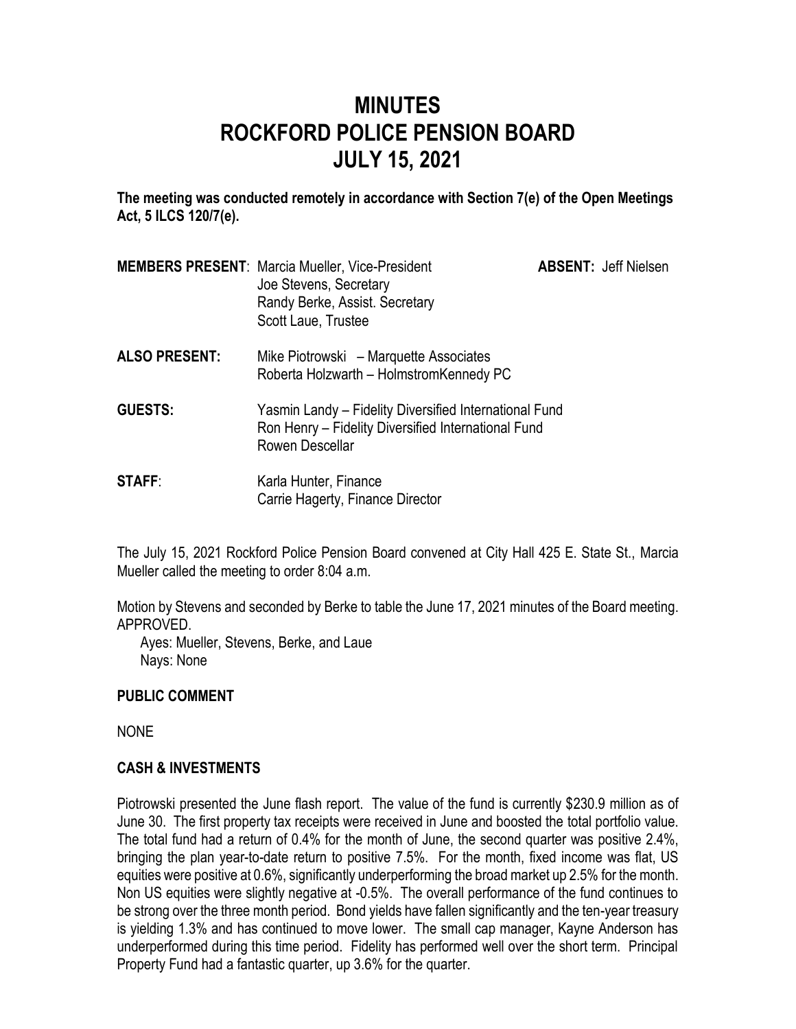# MINUTES
# ROCKFORD POLICE PENSION BOARD
# JULY 15, 2021

**The meeting was conducted remotely in accordance with Section 7(e) of the Open Meetings Act, 5 ILCS 120/7(e).**

**MEMBERS PRESENT**: Marcia Mueller, Vice-President
Joe Stevens, Secretary
Randy Berke, Assist. Secretary
Scott Laue, Trustee

**ABSENT:** Jeff Nielsen

**ALSO PRESENT:** Mike Piotrowski – Marquette Associates
Roberta Holzwarth – HolmstromKennedy PC

**GUESTS:** Yasmin Landy – Fidelity Diversified International Fund
Ron Henry – Fidelity Diversified International Fund
Rowen Descellar

**STAFF**: Karla Hunter, Finance
Carrie Hagerty, Finance Director

The July 15, 2021 Rockford Police Pension Board convened at City Hall 425 E. State St., Marcia Mueller called the meeting to order 8:04 a.m.

Motion by Stevens and seconded by Berke to table the June 17, 2021 minutes of the Board meeting. APPROVED.

Ayes: Mueller, Stevens, Berke, and Laue
Nays: None

## PUBLIC COMMENT

NONE

## CASH & INVESTMENTS

Piotrowski presented the June flash report. The value of the fund is currently $230.9 million as of June 30. The first property tax receipts were received in June and boosted the total portfolio value. The total fund had a return of 0.4% for the month of June, the second quarter was positive 2.4%, bringing the plan year-to-date return to positive 7.5%. For the month, fixed income was flat, US equities were positive at 0.6%, significantly underperforming the broad market up 2.5% for the month. Non US equities were slightly negative at -0.5%. The overall performance of the fund continues to be strong over the three month period. Bond yields have fallen significantly and the ten-year treasury is yielding 1.3% and has continued to move lower. The small cap manager, Kayne Anderson has underperformed during this time period. Fidelity has performed well over the short term. Principal Property Fund had a fantastic quarter, up 3.6% for the quarter.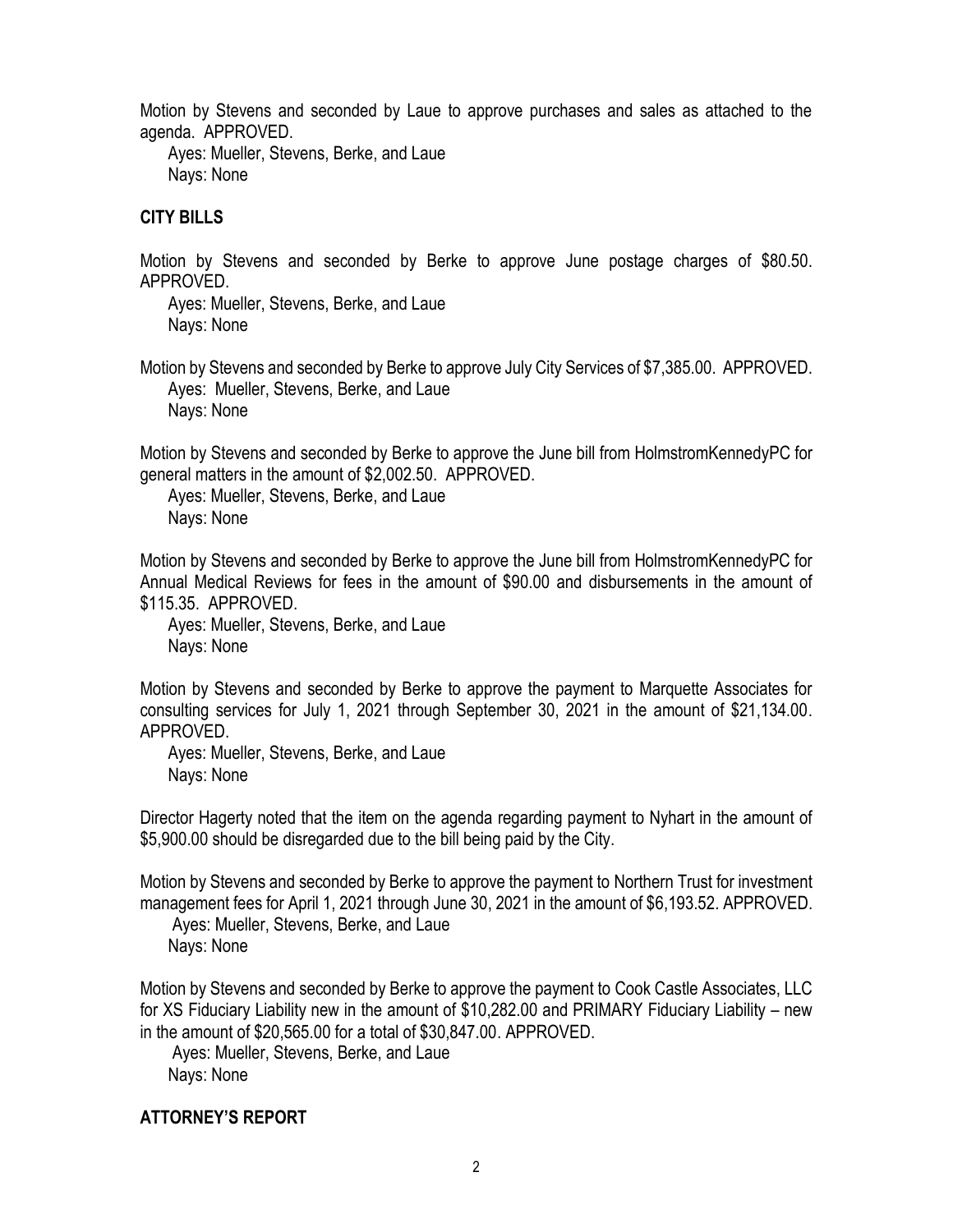Motion by Stevens and seconded by Laue to approve purchases and sales as attached to the agenda. APPROVED.

Ayes: Mueller, Stevens, Berke, and Laue
Nays: None

## CITY BILLS

Motion by Stevens and seconded by Berke to approve June postage charges of $80.50. APPROVED.

Ayes: Mueller, Stevens, Berke, and Laue
Nays: None

Motion by Stevens and seconded by Berke to approve July City Services of $7,385.00. APPROVED.

Ayes: Mueller, Stevens, Berke, and Laue
Nays: None

Motion by Stevens and seconded by Berke to approve the June bill from HolmstromKennedyPC for general matters in the amount of $2,002.50. APPROVED.

Ayes: Mueller, Stevens, Berke, and Laue
Nays: None

Motion by Stevens and seconded by Berke to approve the June bill from HolmstromKennedyPC for Annual Medical Reviews for fees in the amount of $90.00 and disbursements in the amount of $115.35. APPROVED.

Ayes: Mueller, Stevens, Berke, and Laue
Nays: None

Motion by Stevens and seconded by Berke to approve the payment to Marquette Associates for consulting services for July 1, 2021 through September 30, 2021 in the amount of $21,134.00. APPROVED.

Ayes: Mueller, Stevens, Berke, and Laue
Nays: None

Director Hagerty noted that the item on the agenda regarding payment to Nyhart in the amount of $5,900.00 should be disregarded due to the bill being paid by the City.

Motion by Stevens and seconded by Berke to approve the payment to Northern Trust for investment management fees for April 1, 2021 through June 30, 2021 in the amount of $6,193.52. APPROVED.

Ayes: Mueller, Stevens, Berke, and Laue
Nays: None

Motion by Stevens and seconded by Berke to approve the payment to Cook Castle Associates, LLC for XS Fiduciary Liability new in the amount of $10,282.00 and PRIMARY Fiduciary Liability – new in the amount of $20,565.00 for a total of $30,847.00. APPROVED.

Ayes: Mueller, Stevens, Berke, and Laue
Nays: None

## ATTORNEY'S REPORT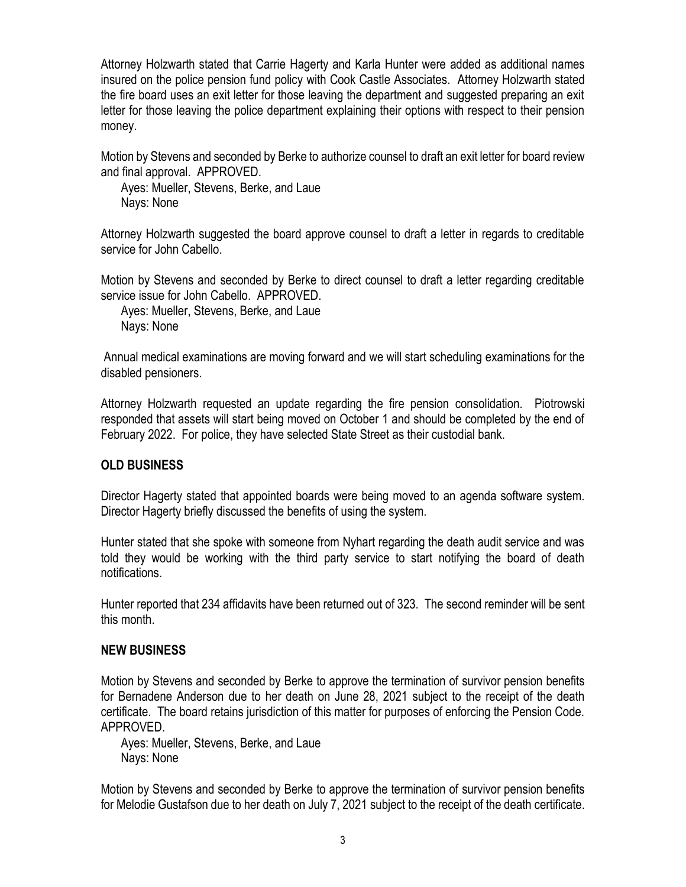Attorney Holzwarth stated that Carrie Hagerty and Karla Hunter were added as additional names insured on the police pension fund policy with Cook Castle Associates. Attorney Holzwarth stated the fire board uses an exit letter for those leaving the department and suggested preparing an exit letter for those leaving the police department explaining their options with respect to their pension money.

Motion by Stevens and seconded by Berke to authorize counsel to draft an exit letter for board review and final approval. APPROVED.

Ayes: Mueller, Stevens, Berke, and Laue
Nays: None

Attorney Holzwarth suggested the board approve counsel to draft a letter in regards to creditable service for John Cabello.

Motion by Stevens and seconded by Berke to direct counsel to draft a letter regarding creditable service issue for John Cabello. APPROVED.

Ayes: Mueller, Stevens, Berke, and Laue
Nays: None

Annual medical examinations are moving forward and we will start scheduling examinations for the disabled pensioners.

Attorney Holzwarth requested an update regarding the fire pension consolidation. Piotrowski responded that assets will start being moved on October 1 and should be completed by the end of February 2022. For police, they have selected State Street as their custodial bank.

## OLD BUSINESS

Director Hagerty stated that appointed boards were being moved to an agenda software system. Director Hagerty briefly discussed the benefits of using the system.

Hunter stated that she spoke with someone from Nyhart regarding the death audit service and was told they would be working with the third party service to start notifying the board of death notifications.

Hunter reported that 234 affidavits have been returned out of 323. The second reminder will be sent this month.

## NEW BUSINESS

Motion by Stevens and seconded by Berke to approve the termination of survivor pension benefits for Bernadene Anderson due to her death on June 28, 2021 subject to the receipt of the death certificate. The board retains jurisdiction of this matter for purposes of enforcing the Pension Code. APPROVED.

Ayes: Mueller, Stevens, Berke, and Laue
Nays: None

Motion by Stevens and seconded by Berke to approve the termination of survivor pension benefits for Melodie Gustafson due to her death on July 7, 2021 subject to the receipt of the death certificate.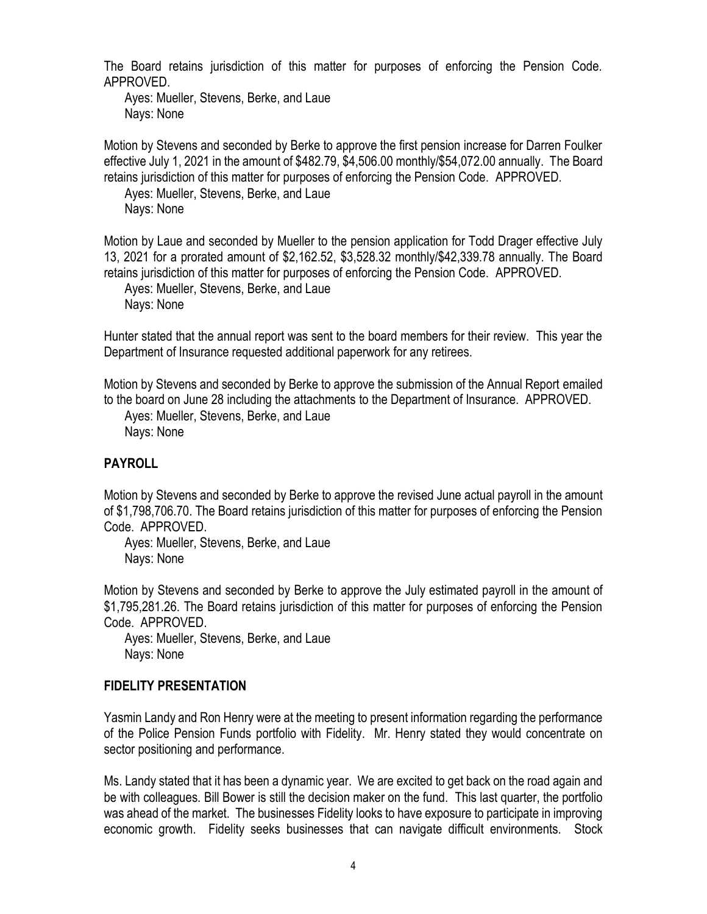The Board retains jurisdiction of this matter for purposes of enforcing the Pension Code. APPROVED.

Ayes: Mueller, Stevens, Berke, and Laue
Nays: None

Motion by Stevens and seconded by Berke to approve the first pension increase for Darren Foulker effective July 1, 2021 in the amount of $482.79, $4,506.00 monthly/$54,072.00 annually. The Board retains jurisdiction of this matter for purposes of enforcing the Pension Code. APPROVED.

Ayes: Mueller, Stevens, Berke, and Laue
Nays: None

Motion by Laue and seconded by Mueller to the pension application for Todd Drager effective July 13, 2021 for a prorated amount of $2,162.52, $3,528.32 monthly/$42,339.78 annually. The Board retains jurisdiction of this matter for purposes of enforcing the Pension Code. APPROVED.

Ayes: Mueller, Stevens, Berke, and Laue
Nays: None

Hunter stated that the annual report was sent to the board members for their review. This year the Department of Insurance requested additional paperwork for any retirees.

Motion by Stevens and seconded by Berke to approve the submission of the Annual Report emailed to the board on June 28 including the attachments to the Department of Insurance. APPROVED.

Ayes: Mueller, Stevens, Berke, and Laue
Nays: None

## PAYROLL

Motion by Stevens and seconded by Berke to approve the revised June actual payroll in the amount of $1,798,706.70. The Board retains jurisdiction of this matter for purposes of enforcing the Pension Code. APPROVED.

Ayes: Mueller, Stevens, Berke, and Laue
Nays: None

Motion by Stevens and seconded by Berke to approve the July estimated payroll in the amount of $1,795,281.26. The Board retains jurisdiction of this matter for purposes of enforcing the Pension Code. APPROVED.

Ayes: Mueller, Stevens, Berke, and Laue
Nays: None

## FIDELITY PRESENTATION

Yasmin Landy and Ron Henry were at the meeting to present information regarding the performance of the Police Pension Funds portfolio with Fidelity. Mr. Henry stated they would concentrate on sector positioning and performance.

Ms. Landy stated that it has been a dynamic year. We are excited to get back on the road again and be with colleagues. Bill Bower is still the decision maker on the fund. This last quarter, the portfolio was ahead of the market. The businesses Fidelity looks to have exposure to participate in improving economic growth. Fidelity seeks businesses that can navigate difficult environments. Stock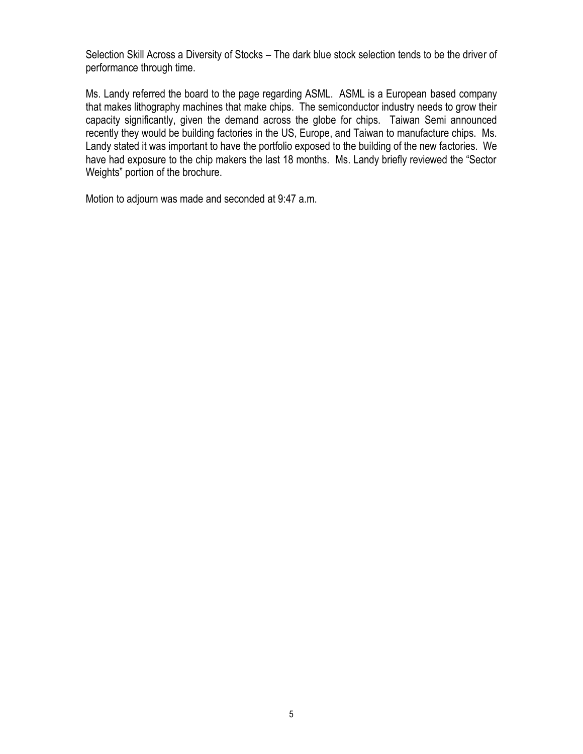Selection Skill Across a Diversity of Stocks – The dark blue stock selection tends to be the driver of performance through time.

Ms. Landy referred the board to the page regarding ASML. ASML is a European based company that makes lithography machines that make chips. The semiconductor industry needs to grow their capacity significantly, given the demand across the globe for chips. Taiwan Semi announced recently they would be building factories in the US, Europe, and Taiwan to manufacture chips. Ms. Landy stated it was important to have the portfolio exposed to the building of the new factories. We have had exposure to the chip makers the last 18 months. Ms. Landy briefly reviewed the "Sector Weights" portion of the brochure.

Motion to adjourn was made and seconded at 9:47 a.m.